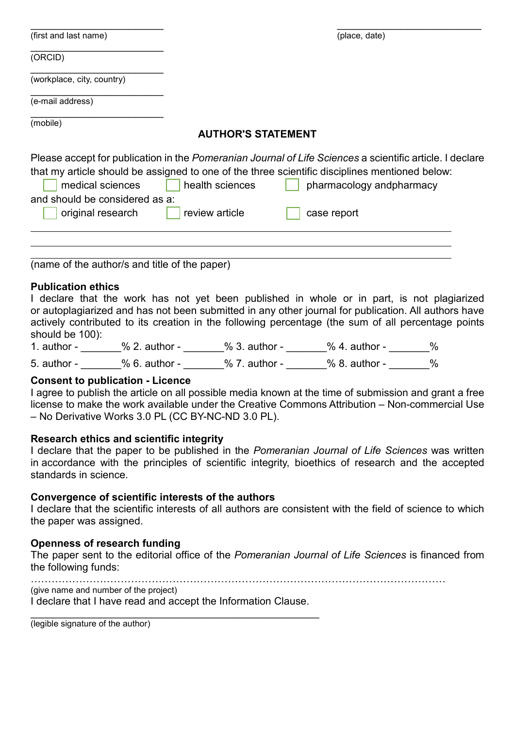\_\_\_\_\_\_\_\_\_\_\_\_\_\_\_\_\_\_\_\_\_\_\_\_\_
(first and last name)

\_\_\_\_\_\_\_\_\_\_\_\_\_\_\_\_\_\_\_\_\_\_\_\_\_
(place, date)

\_\_\_\_\_\_\_\_\_\_\_\_\_\_\_\_\_\_\_\_\_\_\_\_\_
(ORCID)

\_\_\_\_\_\_\_\_\_\_\_\_\_\_\_\_\_\_\_\_\_\_\_\_\_
(workplace, city, country)

\_\_\_\_\_\_\_\_\_\_\_\_\_\_\_\_\_\_\_\_\_\_\_\_\_
(e-mail address)

\_\_\_\_\_\_\_\_\_\_\_\_\_\_\_\_\_\_\_\_\_\_\_\_\_
(mobile)

## AUTHOR'S STATEMENT

Please accept for publication in the *Pomeranian Journal of Life Sciences* a scientific article. I declare that my article should be assigned to one of the three scientific disciplines mentioned below:

☐ medical sciences ☐ health sciences ☐ pharmacology andpharmacy

and should be considered as a:

☐ original research ☐ review article ☐ case report

\_\_\_\_\_\_\_\_\_\_\_\_\_\_\_\_\_\_\_\_\_\_\_\_\_\_\_\_\_\_\_\_\_\_\_\_\_\_\_\_\_\_\_\_\_\_\_\_\_\_\_\_\_\_\_\_\_\_\_\_\_\_\_\_\_\_\_\_\_\_\_\_\_\_

\_\_\_\_\_\_\_\_\_\_\_\_\_\_\_\_\_\_\_\_\_\_\_\_\_\_\_\_\_\_\_\_\_\_\_\_\_\_\_\_\_\_\_\_\_\_\_\_\_\_\_\_\_\_\_\_\_\_\_\_\_\_\_\_\_\_\_\_\_\_\_\_\_\_

\_\_\_\_\_\_\_\_\_\_\_\_\_\_\_\_\_\_\_\_\_\_\_\_\_\_\_\_\_\_\_\_\_\_\_\_\_\_\_\_\_\_\_\_\_\_\_\_\_\_\_\_\_\_\_\_\_\_\_\_\_\_\_\_\_\_\_\_\_\_\_\_\_\_

(name of the author/s and title of the paper)

**Publication ethics**

I declare that the work has not yet been published in whole or in part, is not plagiarized or autoplagiarized and has not been submitted in any other journal for publication. All authors have actively contributed to its creation in the following percentage (the sum of all percentage points should be 100):

1. author - \_\_\_\_\_\_\_% 2. author - \_\_\_\_\_\_\_% 3. author - \_\_\_\_\_\_\_% 4. author - \_\_\_\_\_\_\_%

5. author - \_\_\_\_\_\_\_% 6. author - \_\_\_\_\_\_\_% 7. author - \_\_\_\_\_\_\_% 8. author - \_\_\_\_\_\_\_%

**Consent to publication - Licence**

I agree to publish the article on all possible media known at the time of submission and grant a free license to make the work available under the Creative Commons Attribution – Non-commercial Use – No Derivative Works 3.0 PL (CC BY-NC-ND 3.0 PL).

**Research ethics and scientific integrity**

I declare that the paper to be published in the *Pomeranian Journal of Life Sciences* was written in accordance with the principles of scientific integrity, bioethics of research and the accepted standards in science.

**Convergence of scientific interests of the authors**

I declare that the scientific interests of all authors are consistent with the field of science to which the paper was assigned.

**Openness of research funding**

The paper sent to the editorial office of the *Pomeranian Journal of Life Sciences* is financed from the following funds:

……………………………………………………………………………………………………………
(give name and number of the project)

I declare that I have read and accept the Information Clause.

\_\_\_\_\_\_\_\_\_\_\_\_\_\_\_\_\_\_\_\_\_\_\_\_\_\_\_\_\_\_\_\_\_\_\_\_\_\_\_\_\_\_\_\_\_\_\_\_\_\_\_
(legible signature of the author)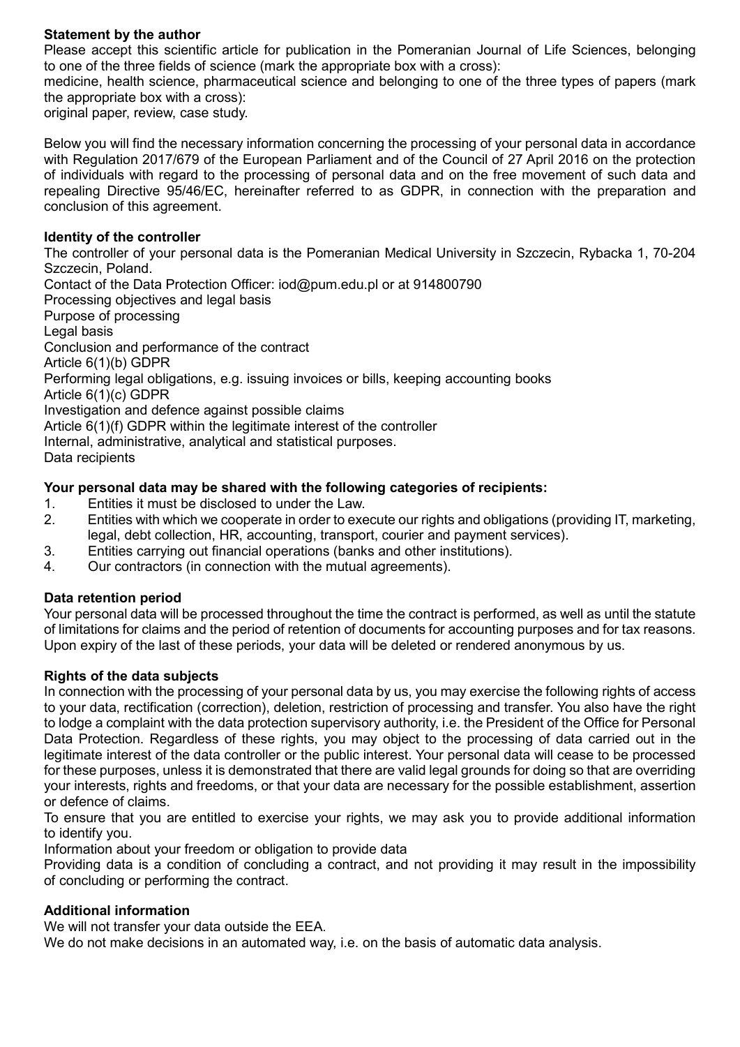**Statement by the author**

Please accept this scientific article for publication in the Pomeranian Journal of Life Sciences, belonging to one of the three fields of science (mark the appropriate box with a cross):

medicine, health science, pharmaceutical science and belonging to one of the three types of papers (mark the appropriate box with a cross):

original paper, review, case study.

Below you will find the necessary information concerning the processing of your personal data in accordance with Regulation 2017/679 of the European Parliament and of the Council of 27 April 2016 on the protection of individuals with regard to the processing of personal data and on the free movement of such data and repealing Directive 95/46/EC, hereinafter referred to as GDPR, in connection with the preparation and conclusion of this agreement.

**Identity of the controller**

The controller of your personal data is the Pomeranian Medical University in Szczecin, Rybacka 1, 70-204 Szczecin, Poland.

Contact of the Data Protection Officer: iod@pum.edu.pl or at 914800790

Processing objectives and legal basis

Purpose of processing

Legal basis

Conclusion and performance of the contract

Article 6(1)(b) GDPR

Performing legal obligations, e.g. issuing invoices or bills, keeping accounting books

Article 6(1)(c) GDPR

Investigation and defence against possible claims

Article 6(1)(f) GDPR within the legitimate interest of the controller

Internal, administrative, analytical and statistical purposes.

Data recipients

**Your personal data may be shared with the following categories of recipients:**

1. Entities it must be disclosed to under the Law.
2. Entities with which we cooperate in order to execute our rights and obligations (providing IT, marketing, legal, debt collection, HR, accounting, transport, courier and payment services).
3. Entities carrying out financial operations (banks and other institutions).
4. Our contractors (in connection with the mutual agreements).

**Data retention period**

Your personal data will be processed throughout the time the contract is performed, as well as until the statute of limitations for claims and the period of retention of documents for accounting purposes and for tax reasons. Upon expiry of the last of these periods, your data will be deleted or rendered anonymous by us.

**Rights of the data subjects**

In connection with the processing of your personal data by us, you may exercise the following rights of access to your data, rectification (correction), deletion, restriction of processing and transfer. You also have the right to lodge a complaint with the data protection supervisory authority, i.e. the President of the Office for Personal Data Protection. Regardless of these rights, you may object to the processing of data carried out in the legitimate interest of the data controller or the public interest. Your personal data will cease to be processed for these purposes, unless it is demonstrated that there are valid legal grounds for doing so that are overriding your interests, rights and freedoms, or that your data are necessary for the possible establishment, assertion or defence of claims.

To ensure that you are entitled to exercise your rights, we may ask you to provide additional information to identify you.

Information about your freedom or obligation to provide data

Providing data is a condition of concluding a contract, and not providing it may result in the impossibility of concluding or performing the contract.

**Additional information**

We will not transfer your data outside the EEA.

We do not make decisions in an automated way, i.e. on the basis of automatic data analysis.